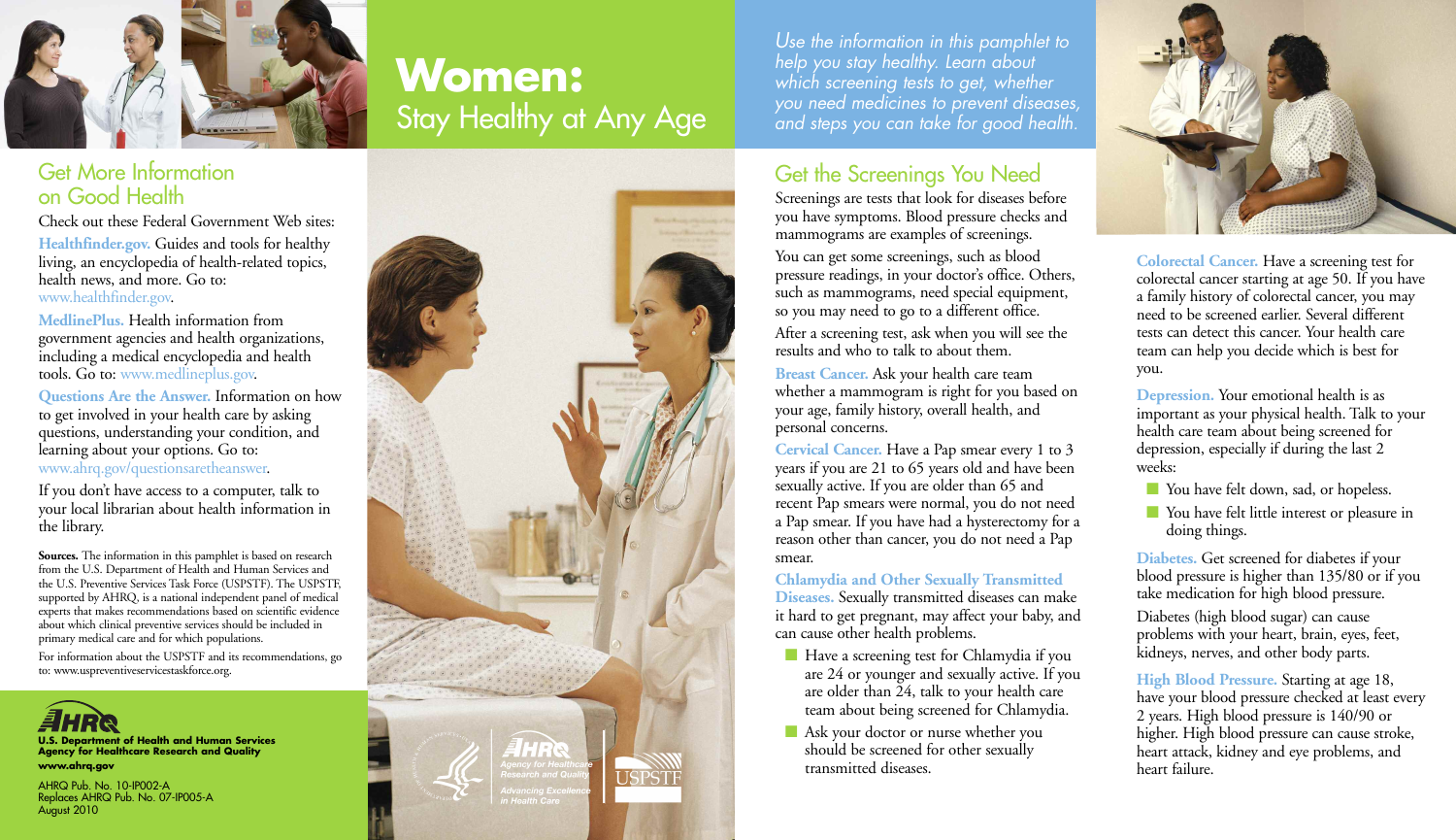# Women: Stay Healthy at Any Age

*Use the information in this pamphlet to help you stay healthy. Learn about which screening tests to get, whether you need medicines to prevent diseases, and steps you can take for good health.*

## Get the Screenings You Need

Screenings are tests that look for diseases before you have symptoms. Blood pressure checks and mammograms are examples of screenings.

You can get some screenings, such as blood pressure readings, in your doctor's office. Others, such as mammograms, need special equipment, so you may need to go to a different office.

After a screening test, ask when you will see the results and who to talk to about them.

**Breast Cancer.** Ask your health care team whether a mammogram is right for you based on your age, family history, overall health, and personal concerns.

**Cervical Cancer.** Have a Pap smear every 1 to 3 years if you are 21 to 65 years old and have been sexually active. If you are older than 65 and recent Pap smears were normal, you do not need a Pap smear. If you have had a hysterectomy for a reason other than cancer, you do not need a Pap smear.

**Chlamydia and Other Sexually Transmitted Diseases.** Sexually transmitted diseases can make it hard to get pregnant, may affect your baby, and can cause other health problems.

- Have a screening test for Chlamydia if you are 24 or younger and sexually active. If you are older than 24, talk to your health care team about being screened for Chlamydia.
- Ask your doctor or nurse whether you should be screened for other sexually transmitted diseases.

**Colorectal Cancer.** Have a screening test for colorectal cancer starting at age 50. If you have a family history of colorectal cancer, you may need to be screened earlier. Several different tests can detect this cancer. Your health care team can help you decide which is best for you.

**Depression.** Your emotional health is as important as your physical health. Talk to your health care team about being screened for depression, especially if during the last 2 weeks:

- You have felt down, sad, or hopeless.
- You have felt little interest or pleasure in doing things.

**Diabetes.** Get screened for diabetes if your blood pressure is higher than 135/80 or if you take medication for high blood pressure.

Diabetes (high blood sugar) can cause problems with your heart, brain, eyes, feet, kidneys, nerves, and other body parts.

**High Blood Pressure.** Starting at age 18, have your blood pressure checked at least every 2 years. High blood pressure is 140/90 or higher. High blood pressure can cause stroke, heart attack, kidney and eye problems, and heart failure.

## Get More Information on Good Health

Check out these Federal Government Web sites:

**Healthfinder.gov.** Guides and tools for healthy living, an encyclopedia of health-related topics, health news, and more. Go to: www.healthfinder.gov.

**MedlinePlus.** Health information from government agencies and health organizations, including a medical encyclopedia and health tools. Go to: www.medlineplus.gov.

**Questions Are the Answer.** Information on how to get involved in your health care by asking questions, understanding your condition, and learning about your options. Go to: www.ahrq.gov/questionsaretheanswer.

If you don't have access to a computer, talk to your local librarian about health information in the library.

**Sources.** The information in this pamphlet is based on research from the U.S. Department of Health and Human Services and the U.S. Preventive Services Task Force (USPSTF). The USPSTF, supported by AHRQ, is a national independent panel of medical experts that makes recommendations based on scientific evidence about which clinical preventive services should be included in primary medical care and for which populations.

For information about the USPSTF and its recommendations, go to: www.uspreventiveservicestaskforce.org.

**U.S. Department of Health and Human Services**
**Agency for Healthcare Research and Quality**
**www.ahrq.gov**

AHRQ Pub. No. 10-IP002-A
Replaces AHRQ Pub. No. 07-IP005-A
August 2010

AHRQ Agency for Healthcare Research and Quality — Advancing Excellence in Health Care

USPSTF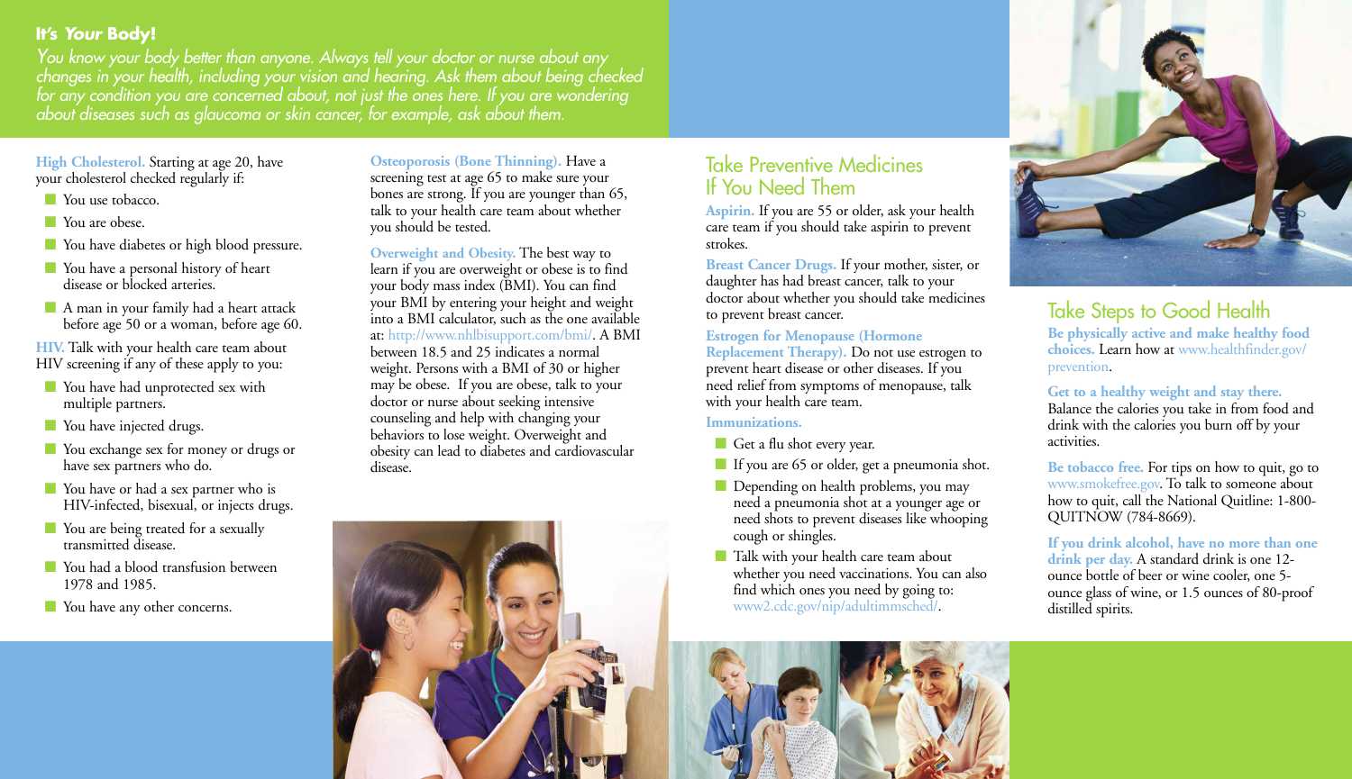## It's *Your* Body!

*You know your body better than anyone. Always tell your doctor or nurse about any changes in your health, including your vision and hearing. Ask them about being checked for any condition you are concerned about, not just the ones here. If you are wondering about diseases such as glaucoma or skin cancer, for example, ask about them.*

**High Cholesterol.** Starting at age 20, have your cholesterol checked regularly if:

- You use tobacco.
- You are obese.
- You have diabetes or high blood pressure.
- You have a personal history of heart disease or blocked arteries.
- A man in your family had a heart attack before age 50 or a woman, before age 60.

**HIV.** Talk with your health care team about HIV screening if any of these apply to you:

- You have had unprotected sex with multiple partners.
- You have injected drugs.
- You exchange sex for money or drugs or have sex partners who do.
- You have or had a sex partner who is HIV-infected, bisexual, or injects drugs.
- You are being treated for a sexually transmitted disease.
- You had a blood transfusion between 1978 and 1985.
- You have any other concerns.

**Osteoporosis (Bone Thinning).** Have a screening test at age 65 to make sure your bones are strong. If you are younger than 65, talk to your health care team about whether you should be tested.

**Overweight and Obesity.** The best way to learn if you are overweight or obese is to find your body mass index (BMI). You can find your BMI by entering your height and weight into a BMI calculator, such as the one available at: http://www.nhlbisupport.com/bmi/. A BMI between 18.5 and 25 indicates a normal weight. Persons with a BMI of 30 or higher may be obese. If you are obese, talk to your doctor or nurse about seeking intensive counseling and help with changing your behaviors to lose weight. Overweight and obesity can lead to diabetes and cardiovascular disease.

## Take Preventive Medicines If You Need Them

**Aspirin.** If you are 55 or older, ask your health care team if you should take aspirin to prevent strokes.

**Breast Cancer Drugs.** If your mother, sister, or daughter has had breast cancer, talk to your doctor about whether you should take medicines to prevent breast cancer.

**Estrogen for Menopause (Hormone Replacement Therapy).** Do not use estrogen to prevent heart disease or other diseases. If you need relief from symptoms of menopause, talk with your health care team.

**Immunizations.**

- Get a flu shot every year.
- If you are 65 or older, get a pneumonia shot.
- Depending on health problems, you may need a pneumonia shot at a younger age or need shots to prevent diseases like whooping cough or shingles.
- Talk with your health care team about whether you need vaccinations. You can also find which ones you need by going to: www2.cdc.gov/nip/adultimmsched/.

## Take Steps to Good Health

**Be physically active and make healthy food choices.** Learn how at www.healthfinder.gov/prevention.

**Get to a healthy weight and stay there.** Balance the calories you take in from food and drink with the calories you burn off by your activities.

**Be tobacco free.** For tips on how to quit, go to www.smokefree.gov. To talk to someone about how to quit, call the National Quitline: 1-800-QUITNOW (784-8669).

**If you drink alcohol, have no more than one drink per day.** A standard drink is one 12-ounce bottle of beer or wine cooler, one 5-ounce glass of wine, or 1.5 ounces of 80-proof distilled spirits.